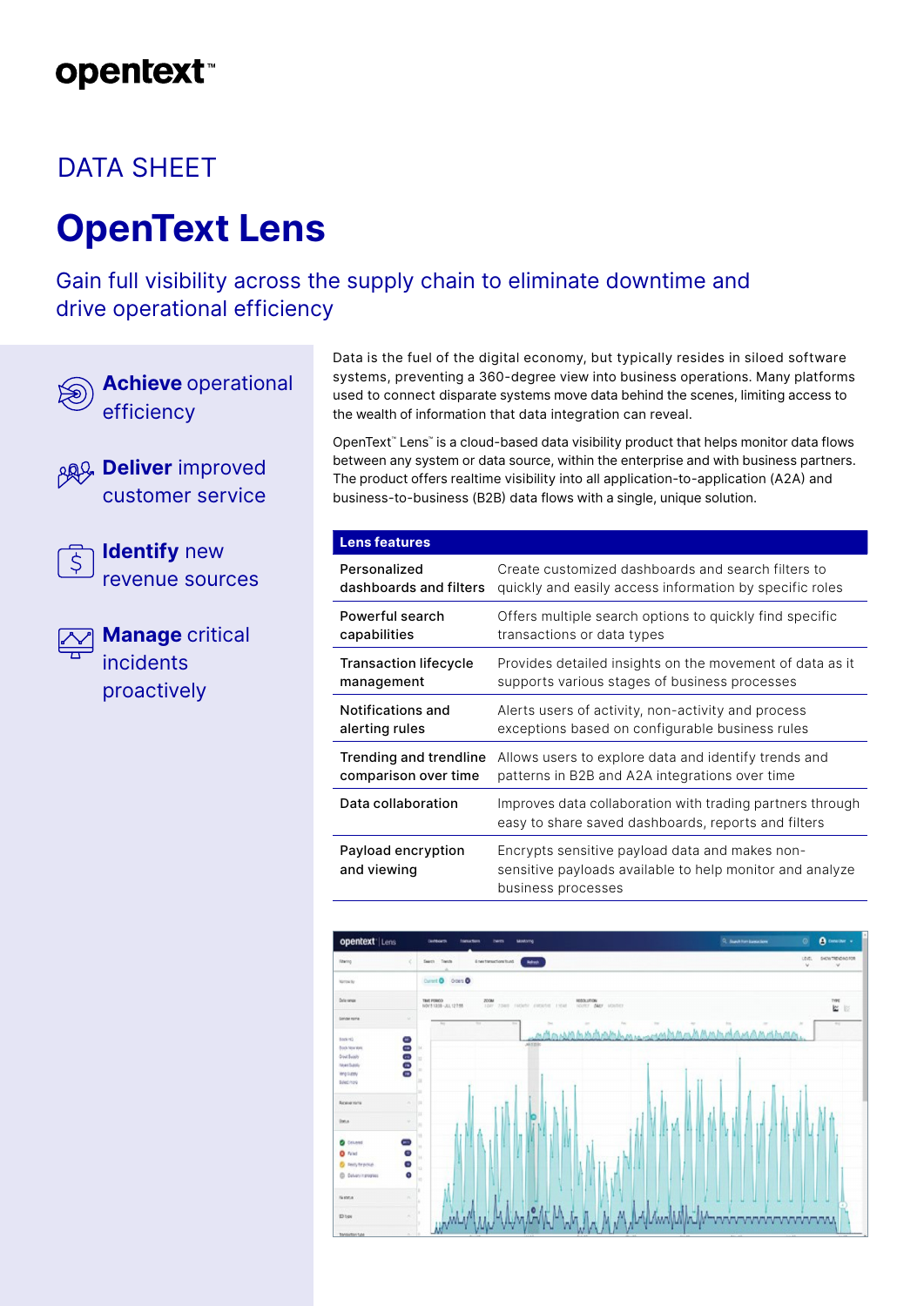opentext™

DATA SHEET

# OpenText Lens

## Gain full visibility across the supply chain to eliminate downtime and drive operational efficiency

**Achieve** operational efficiency

**Deliver** improved customer service

**Identify** new revenue sources

**Manage** critical incidents proactively

Data is the fuel of the digital economy, but typically resides in siloed software systems, preventing a 360-degree view into business operations. Many platforms used to connect disparate systems move data behind the scenes, limiting access to the wealth of information that data integration can reveal.

OpenText™ Lens™ is a cloud-based data visibility product that helps monitor data flows between any system or data source, within the enterprise and with business partners. The product offers realtime visibility into all application-to-application (A2A) and business-to-business (B2B) data flows with a single, unique solution.

| Lens features | |
|---|---|
| Personalized dashboards and filters | Create customized dashboards and search filters to quickly and easily access information by specific roles |
| Powerful search capabilities | Offers multiple search options to quickly find specific transactions or data types |
| Transaction lifecycle management | Provides detailed insights on the movement of data as it supports various stages of business processes |
| Notifications and alerting rules | Alerts users of activity, non-activity and process exceptions based on configurable business rules |
| Trending and trendline comparison over time | Allows users to explore data and identify trends and patterns in B2B and A2A integrations over time |
| Data collaboration | Improves data collaboration with trading partners through easy to share saved dashboards, reports and filters |
| Payload encryption and viewing | Encrypts sensitive payload data and makes non-sensitive payloads available to help monitor and analyze business processes |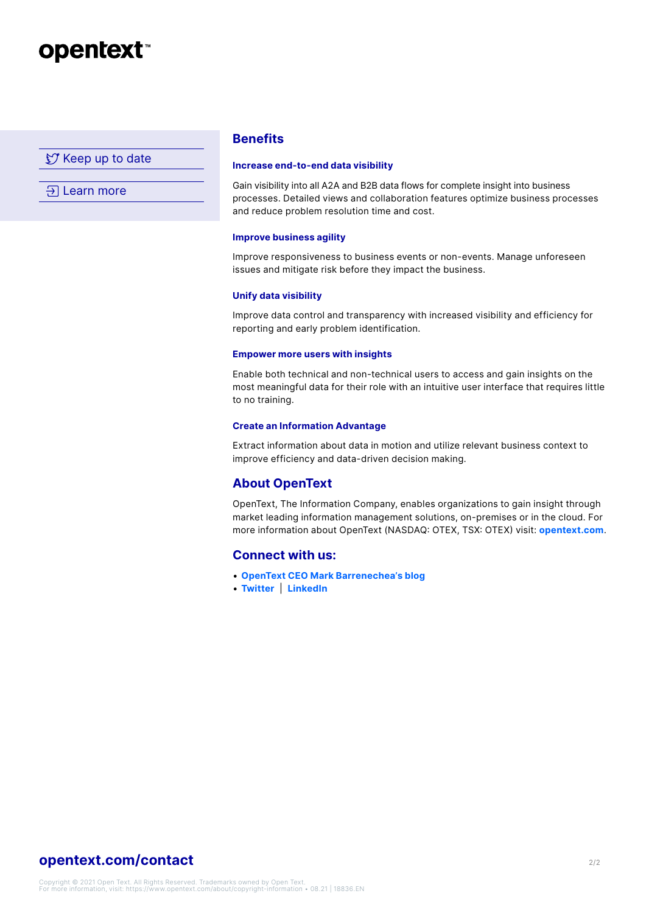Keep up to date

Learn more

## Benefits

### Increase end-to-end data visibility

Gain visibility into all A2A and B2B data flows for complete insight into business processes. Detailed views and collaboration features optimize business processes and reduce problem resolution time and cost.

### Improve business agility

Improve responsiveness to business events or non-events. Manage unforeseen issues and mitigate risk before they impact the business.

### Unify data visibility

Improve data control and transparency with increased visibility and efficiency for reporting and early problem identification.

### Empower more users with insights

Enable both technical and non-technical users to access and gain insights on the most meaningful data for their role with an intuitive user interface that requires little to no training.

### Create an Information Advantage

Extract information about data in motion and utilize relevant business context to improve efficiency and data-driven decision making.

## About OpenText

OpenText, The Information Company, enables organizations to gain insight through market leading information management solutions, on-premises or in the cloud. For more information about OpenText (NASDAQ: OTEX, TSX: OTEX) visit: **opentext.com**.

## Connect with us:

- **OpenText CEO Mark Barrenechea's blog**
- **Twitter** | **LinkedIn**

**opentext.com/contact**

Copyright © 2021 Open Text. All Rights Reserved. Trademarks owned by Open Text.
For more information, visit: https://www.opentext.com/about/copyright-information • 08.21 | 18836.EN